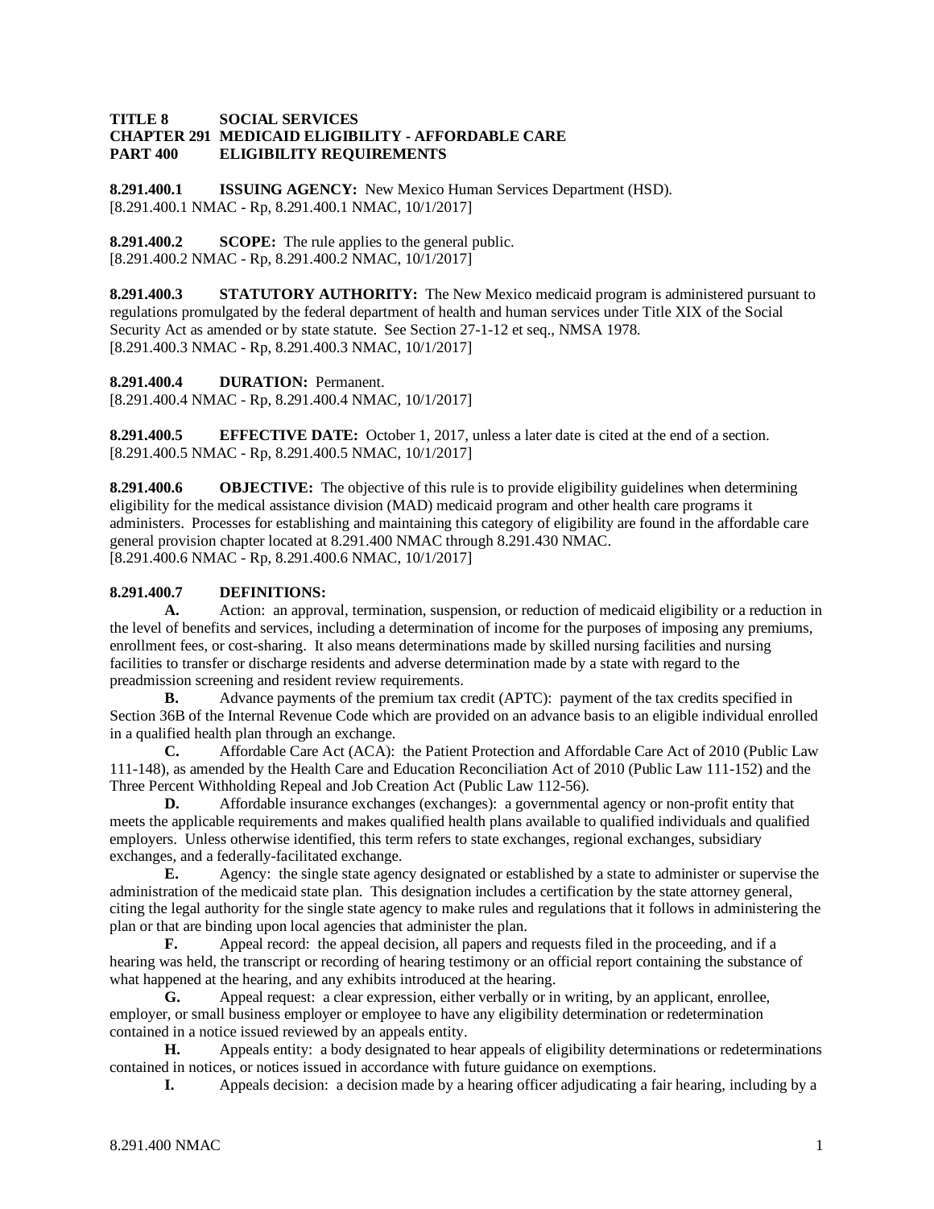**TITLE 8 SOCIAL SERVICES**
**CHAPTER 291 MEDICAID ELIGIBILITY - AFFORDABLE CARE**
**PART 400 ELIGIBILITY REQUIREMENTS**

**8.291.400.1 ISSUING AGENCY:** New Mexico Human Services Department (HSD).
[8.291.400.1 NMAC - Rp, 8.291.400.1 NMAC, 10/1/2017]

**8.291.400.2 SCOPE:** The rule applies to the general public.
[8.291.400.2 NMAC - Rp, 8.291.400.2 NMAC, 10/1/2017]

**8.291.400.3 STATUTORY AUTHORITY:** The New Mexico medicaid program is administered pursuant to regulations promulgated by the federal department of health and human services under Title XIX of the Social Security Act as amended or by state statute. See Section 27-1-12 et seq., NMSA 1978.
[8.291.400.3 NMAC - Rp, 8.291.400.3 NMAC, 10/1/2017]

**8.291.400.4 DURATION:** Permanent.
[8.291.400.4 NMAC - Rp, 8.291.400.4 NMAC, 10/1/2017]

**8.291.400.5 EFFECTIVE DATE:** October 1, 2017, unless a later date is cited at the end of a section.
[8.291.400.5 NMAC - Rp, 8.291.400.5 NMAC, 10/1/2017]

**8.291.400.6 OBJECTIVE:** The objective of this rule is to provide eligibility guidelines when determining eligibility for the medical assistance division (MAD) medicaid program and other health care programs it administers. Processes for establishing and maintaining this category of eligibility are found in the affordable care general provision chapter located at 8.291.400 NMAC through 8.291.430 NMAC.
[8.291.400.6 NMAC - Rp, 8.291.400.6 NMAC, 10/1/2017]

**8.291.400.7 DEFINITIONS:**

**A.** Action: an approval, termination, suspension, or reduction of medicaid eligibility or a reduction in the level of benefits and services, including a determination of income for the purposes of imposing any premiums, enrollment fees, or cost-sharing. It also means determinations made by skilled nursing facilities and nursing facilities to transfer or discharge residents and adverse determination made by a state with regard to the preadmission screening and resident review requirements.

**B.** Advance payments of the premium tax credit (APTC): payment of the tax credits specified in Section 36B of the Internal Revenue Code which are provided on an advance basis to an eligible individual enrolled in a qualified health plan through an exchange.

**C.** Affordable Care Act (ACA): the Patient Protection and Affordable Care Act of 2010 (Public Law 111-148), as amended by the Health Care and Education Reconciliation Act of 2010 (Public Law 111-152) and the Three Percent Withholding Repeal and Job Creation Act (Public Law 112-56).

**D.** Affordable insurance exchanges (exchanges): a governmental agency or non-profit entity that meets the applicable requirements and makes qualified health plans available to qualified individuals and qualified employers. Unless otherwise identified, this term refers to state exchanges, regional exchanges, subsidiary exchanges, and a federally-facilitated exchange.

**E.** Agency: the single state agency designated or established by a state to administer or supervise the administration of the medicaid state plan. This designation includes a certification by the state attorney general, citing the legal authority for the single state agency to make rules and regulations that it follows in administering the plan or that are binding upon local agencies that administer the plan.

**F.** Appeal record: the appeal decision, all papers and requests filed in the proceeding, and if a hearing was held, the transcript or recording of hearing testimony or an official report containing the substance of what happened at the hearing, and any exhibits introduced at the hearing.

**G.** Appeal request: a clear expression, either verbally or in writing, by an applicant, enrollee, employer, or small business employer or employee to have any eligibility determination or redetermination contained in a notice issued reviewed by an appeals entity.

**H.** Appeals entity: a body designated to hear appeals of eligibility determinations or redeterminations contained in notices, or notices issued in accordance with future guidance on exemptions.

**I.** Appeals decision: a decision made by a hearing officer adjudicating a fair hearing, including by a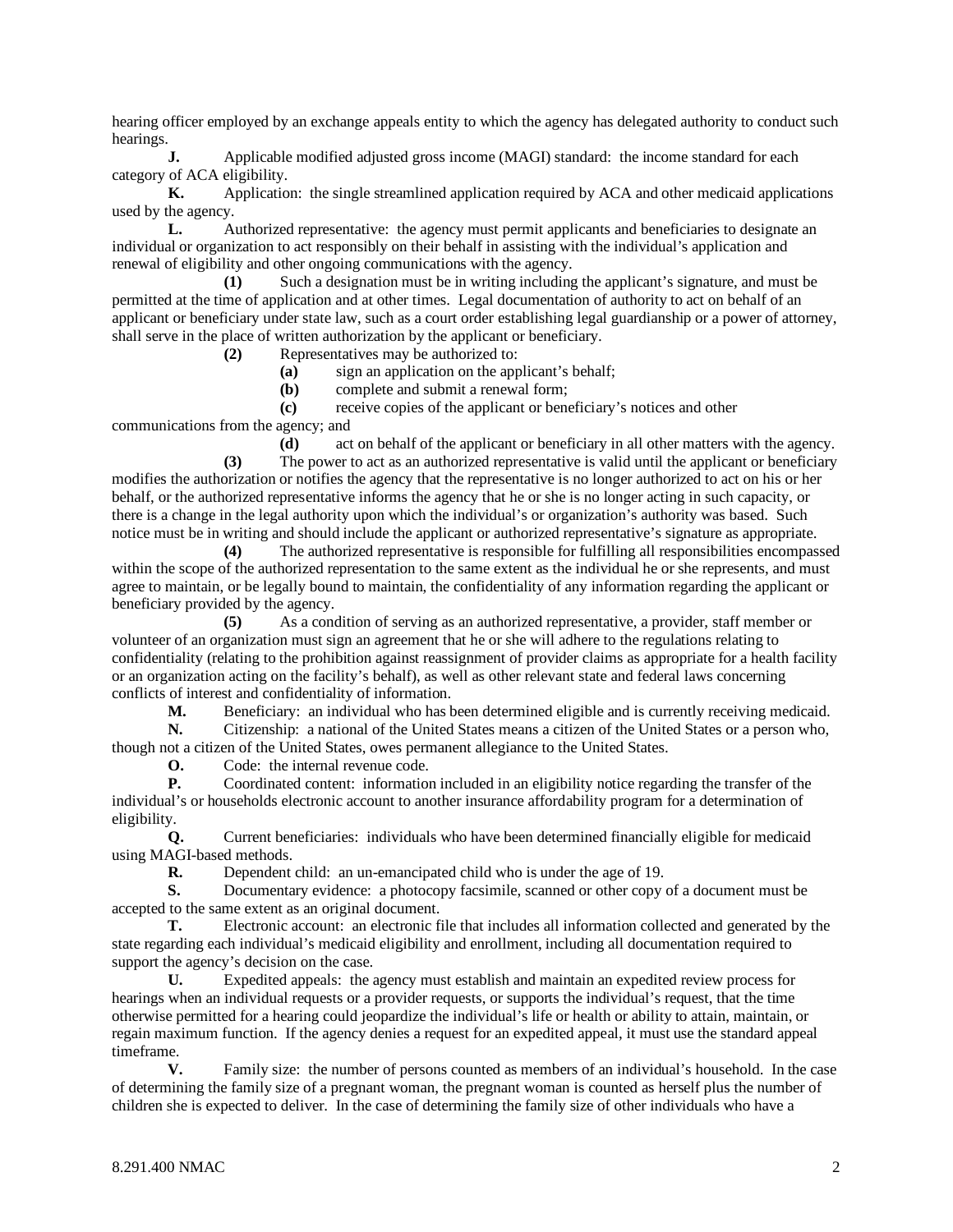hearing officer employed by an exchange appeals entity to which the agency has delegated authority to conduct such hearings.

**J.** Applicable modified adjusted gross income (MAGI) standard: the income standard for each category of ACA eligibility.

**K.** Application: the single streamlined application required by ACA and other medicaid applications used by the agency.

**L.** Authorized representative: the agency must permit applicants and beneficiaries to designate an individual or organization to act responsibly on their behalf in assisting with the individual's application and renewal of eligibility and other ongoing communications with the agency.

**(1)** Such a designation must be in writing including the applicant's signature, and must be permitted at the time of application and at other times. Legal documentation of authority to act on behalf of an applicant or beneficiary under state law, such as a court order establishing legal guardianship or a power of attorney, shall serve in the place of written authorization by the applicant or beneficiary.

**(2)** Representatives may be authorized to:

**(a)** sign an application on the applicant's behalf;

**(b)** complete and submit a renewal form;

**(c)** receive copies of the applicant or beneficiary's notices and other communications from the agency; and

**(d)** act on behalf of the applicant or beneficiary in all other matters with the agency.

**(3)** The power to act as an authorized representative is valid until the applicant or beneficiary modifies the authorization or notifies the agency that the representative is no longer authorized to act on his or her behalf, or the authorized representative informs the agency that he or she is no longer acting in such capacity, or there is a change in the legal authority upon which the individual's or organization's authority was based. Such notice must be in writing and should include the applicant or authorized representative's signature as appropriate.

**(4)** The authorized representative is responsible for fulfilling all responsibilities encompassed within the scope of the authorized representation to the same extent as the individual he or she represents, and must agree to maintain, or be legally bound to maintain, the confidentiality of any information regarding the applicant or beneficiary provided by the agency.

**(5)** As a condition of serving as an authorized representative, a provider, staff member or volunteer of an organization must sign an agreement that he or she will adhere to the regulations relating to confidentiality (relating to the prohibition against reassignment of provider claims as appropriate for a health facility or an organization acting on the facility's behalf), as well as other relevant state and federal laws concerning conflicts of interest and confidentiality of information.

**M.** Beneficiary: an individual who has been determined eligible and is currently receiving medicaid.

**N.** Citizenship: a national of the United States means a citizen of the United States or a person who, though not a citizen of the United States, owes permanent allegiance to the United States.

**O.** Code: the internal revenue code.

**P.** Coordinated content: information included in an eligibility notice regarding the transfer of the individual's or households electronic account to another insurance affordability program for a determination of eligibility.

**Q.** Current beneficiaries: individuals who have been determined financially eligible for medicaid using MAGI-based methods.

**R.** Dependent child: an un-emancipated child who is under the age of 19.

**S.** Documentary evidence: a photocopy facsimile, scanned or other copy of a document must be accepted to the same extent as an original document.

**T.** Electronic account: an electronic file that includes all information collected and generated by the state regarding each individual's medicaid eligibility and enrollment, including all documentation required to support the agency's decision on the case.

**U.** Expedited appeals: the agency must establish and maintain an expedited review process for hearings when an individual requests or a provider requests, or supports the individual's request, that the time otherwise permitted for a hearing could jeopardize the individual's life or health or ability to attain, maintain, or regain maximum function. If the agency denies a request for an expedited appeal, it must use the standard appeal timeframe.

**V.** Family size: the number of persons counted as members of an individual's household. In the case of determining the family size of a pregnant woman, the pregnant woman is counted as herself plus the number of children she is expected to deliver. In the case of determining the family size of other individuals who have a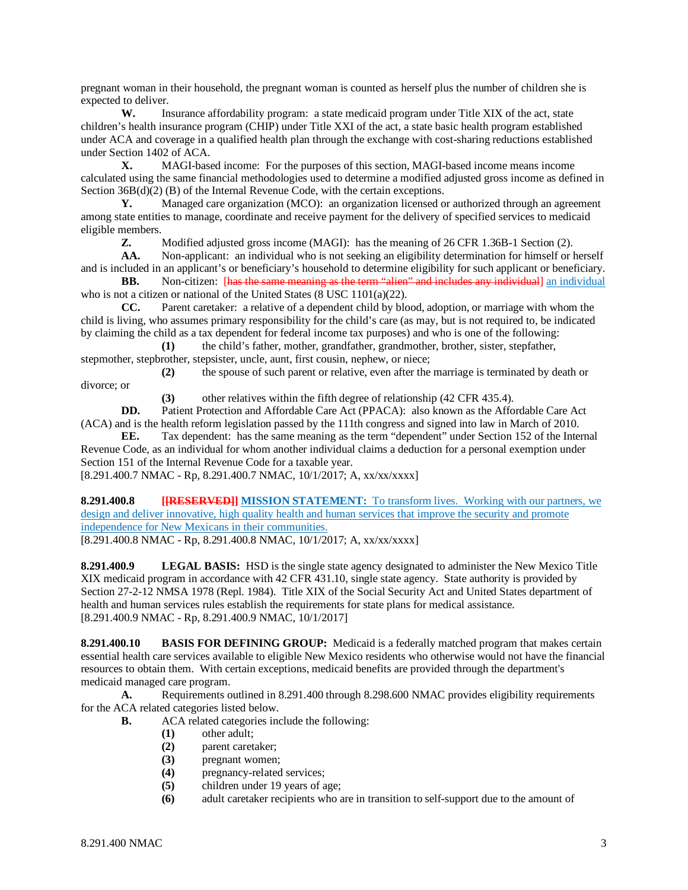pregnant woman in their household, the pregnant woman is counted as herself plus the number of children she is expected to deliver.

**W.** Insurance affordability program: a state medicaid program under Title XIX of the act, state children's health insurance program (CHIP) under Title XXI of the act, a state basic health program established under ACA and coverage in a qualified health plan through the exchange with cost-sharing reductions established under Section 1402 of ACA.

**X.** MAGI-based income: For the purposes of this section, MAGI-based income means income calculated using the same financial methodologies used to determine a modified adjusted gross income as defined in Section 36B(d)(2) (B) of the Internal Revenue Code, with the certain exceptions.

**Y.** Managed care organization (MCO): an organization licensed or authorized through an agreement among state entities to manage, coordinate and receive payment for the delivery of specified services to medicaid eligible members.

**Z.** Modified adjusted gross income (MAGI): has the meaning of 26 CFR 1.36B-1 Section (2).

**AA.** Non-applicant: an individual who is not seeking an eligibility determination for himself or herself and is included in an applicant's or beneficiary's household to determine eligibility for such applicant or beneficiary.

**BB.** Non-citizen: [~~has the same meaning as the term "alien" and includes any individual~~] an individual who is not a citizen or national of the United States (8 USC 1101(a)(22).

**CC.** Parent caretaker: a relative of a dependent child by blood, adoption, or marriage with whom the child is living, who assumes primary responsibility for the child's care (as may, but is not required to, be indicated by claiming the child as a tax dependent for federal income tax purposes) and who is one of the following:

**(1)** the child's father, mother, grandfather, grandmother, brother, sister, stepfather, stepmother, stepbrother, stepsister, uncle, aunt, first cousin, nephew, or niece;

**(2)** the spouse of such parent or relative, even after the marriage is terminated by death or divorce; or

**(3)** other relatives within the fifth degree of relationship (42 CFR 435.4).

**DD.** Patient Protection and Affordable Care Act (PPACA): also known as the Affordable Care Act (ACA) and is the health reform legislation passed by the 111th congress and signed into law in March of 2010.

**EE.** Tax dependent: has the same meaning as the term "dependent" under Section 152 of the Internal Revenue Code, as an individual for whom another individual claims a deduction for a personal exemption under Section 151 of the Internal Revenue Code for a taxable year.

[8.291.400.7 NMAC - Rp, 8.291.400.7 NMAC, 10/1/2017; A, xx/xx/xxxx]

**8.291.400.8** **[~~[RESERVED]~~] MISSION STATEMENT:** To transform lives. Working with our partners, we design and deliver innovative, high quality health and human services that improve the security and promote independence for New Mexicans in their communities.

[8.291.400.8 NMAC - Rp, 8.291.400.8 NMAC, 10/1/2017; A, xx/xx/xxxx]

**8.291.400.9** **LEGAL BASIS:** HSD is the single state agency designated to administer the New Mexico Title XIX medicaid program in accordance with 42 CFR 431.10, single state agency. State authority is provided by Section 27-2-12 NMSA 1978 (Repl. 1984). Title XIX of the Social Security Act and United States department of health and human services rules establish the requirements for state plans for medical assistance.

[8.291.400.9 NMAC - Rp, 8.291.400.9 NMAC, 10/1/2017]

**8.291.400.10** **BASIS FOR DEFINING GROUP:** Medicaid is a federally matched program that makes certain essential health care services available to eligible New Mexico residents who otherwise would not have the financial resources to obtain them. With certain exceptions, medicaid benefits are provided through the department's medicaid managed care program.

**A.** Requirements outlined in 8.291.400 through 8.298.600 NMAC provides eligibility requirements for the ACA related categories listed below.

**B.** ACA related categories include the following:

**(1)** other adult;

**(2)** parent caretaker;

**(3)** pregnant women;

**(4)** pregnancy-related services;

**(5)** children under 19 years of age;

**(6)** adult caretaker recipients who are in transition to self-support due to the amount of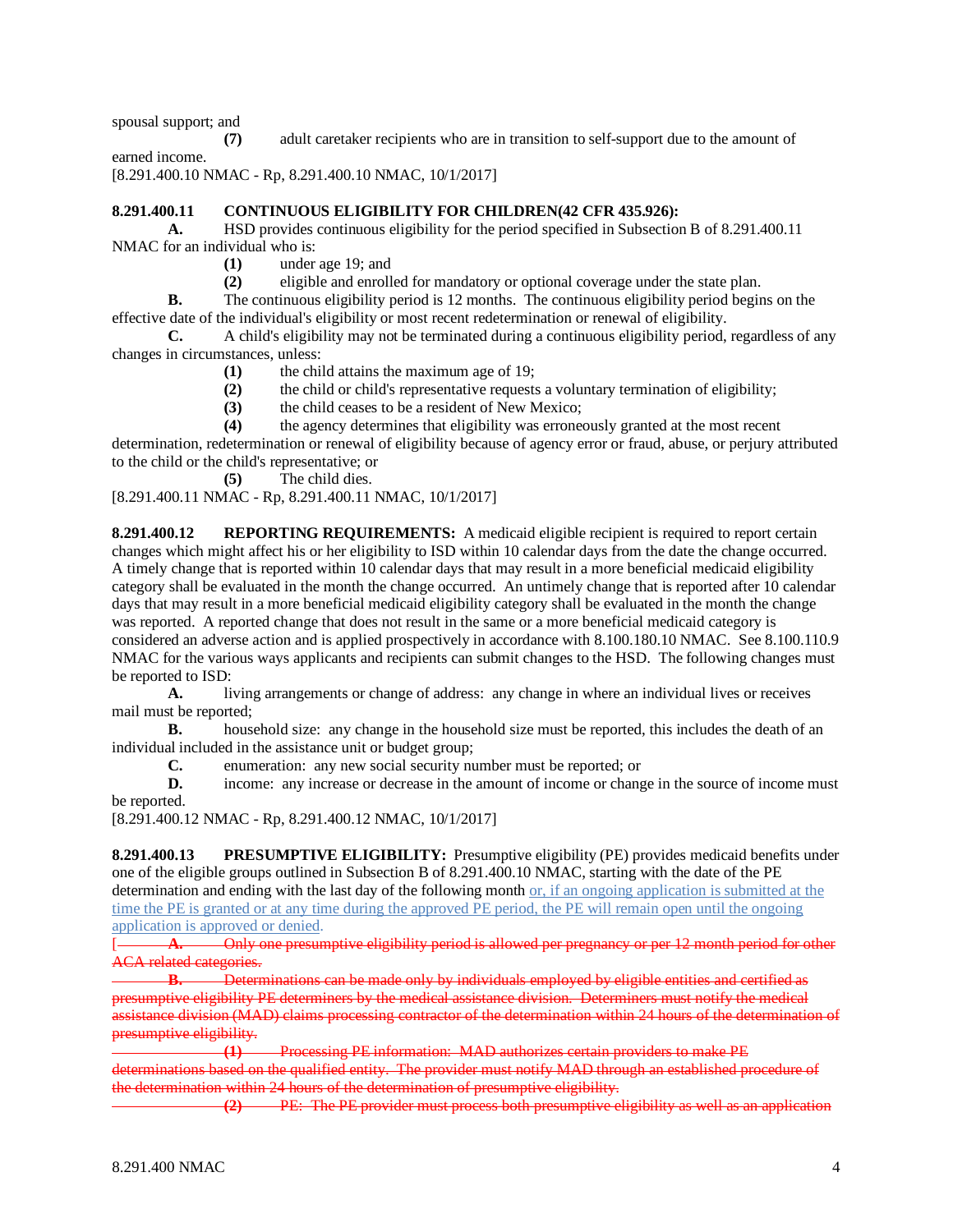spousal support; and

**(7)** adult caretaker recipients who are in transition to self-support due to the amount of earned income.

[8.291.400.10 NMAC - Rp, 8.291.400.10 NMAC, 10/1/2017]

**8.291.400.11 CONTINUOUS ELIGIBILITY FOR CHILDREN(42 CFR 435.926):**

**A.** HSD provides continuous eligibility for the period specified in Subsection B of 8.291.400.11 NMAC for an individual who is:

**(1)** under age 19; and

**(2)** eligible and enrolled for mandatory or optional coverage under the state plan.

**B.** The continuous eligibility period is 12 months. The continuous eligibility period begins on the effective date of the individual's eligibility or most recent redetermination or renewal of eligibility.

**C.** A child's eligibility may not be terminated during a continuous eligibility period, regardless of any changes in circumstances, unless:

**(1)** the child attains the maximum age of 19;

**(2)** the child or child's representative requests a voluntary termination of eligibility;

**(3)** the child ceases to be a resident of New Mexico;

**(4)** the agency determines that eligibility was erroneously granted at the most recent determination, redetermination or renewal of eligibility because of agency error or fraud, abuse, or perjury attributed to the child or the child's representative; or

**(5)** The child dies.

[8.291.400.11 NMAC - Rp, 8.291.400.11 NMAC, 10/1/2017]

**8.291.400.12 REPORTING REQUIREMENTS:** A medicaid eligible recipient is required to report certain changes which might affect his or her eligibility to ISD within 10 calendar days from the date the change occurred. A timely change that is reported within 10 calendar days that may result in a more beneficial medicaid eligibility category shall be evaluated in the month the change occurred. An untimely change that is reported after 10 calendar days that may result in a more beneficial medicaid eligibility category shall be evaluated in the month the change was reported. A reported change that does not result in the same or a more beneficial medicaid category is considered an adverse action and is applied prospectively in accordance with 8.100.180.10 NMAC. See 8.100.110.9 NMAC for the various ways applicants and recipients can submit changes to the HSD. The following changes must be reported to ISD:

**A.** living arrangements or change of address: any change in where an individual lives or receives mail must be reported;

**B.** household size: any change in the household size must be reported, this includes the death of an individual included in the assistance unit or budget group;

**C.** enumeration: any new social security number must be reported; or

**D.** income: any increase or decrease in the amount of income or change in the source of income must be reported.

[8.291.400.12 NMAC - Rp, 8.291.400.12 NMAC, 10/1/2017]

**8.291.400.13 PRESUMPTIVE ELIGIBILITY:** Presumptive eligibility (PE) provides medicaid benefits under one of the eligible groups outlined in Subsection B of 8.291.400.10 NMAC, starting with the date of the PE determination and ending with the last day of the following month or, if an ongoing application is submitted at the time the PE is granted or at any time during the approved PE period, the PE will remain open until the ongoing application is approved or denied.

[~~**A.** Only one presumptive eligibility period is allowed per pregnancy or per 12 month period for other ACA related categories.~~

~~**B.** Determinations can be made only by individuals employed by eligible entities and certified as presumptive eligibility PE determiners by the medical assistance division. Determiners must notify the medical assistance division (MAD) claims processing contractor of the determination within 24 hours of the determination of presumptive eligibility.~~

~~**(1)** Processing PE information: MAD authorizes certain providers to make PE determinations based on the qualified entity. The provider must notify MAD through an established procedure of the determination within 24 hours of the determination of presumptive eligibility.~~

~~**(2)** PE: The PE provider must process both presumptive eligibility as well as an application~~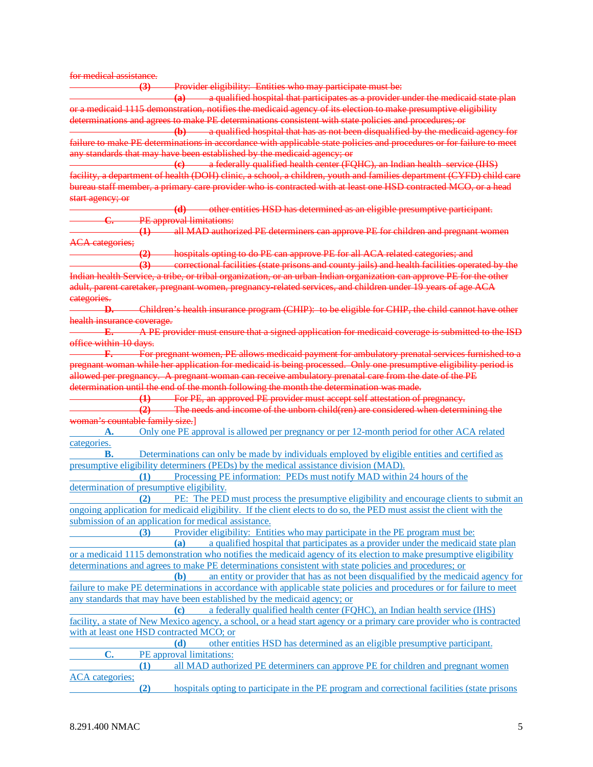~~for medical assistance.~~

~~**(3)** Provider eligibility: Entities who may participate must be:~~

~~**(a)** a qualified hospital that participates as a provider under the medicaid state plan or a medicaid 1115 demonstration, notifies the medicaid agency of its election to make presumptive eligibility determinations and agrees to make PE determinations consistent with state policies and procedures; or~~

~~**(b)** a qualified hospital that has as not been disqualified by the medicaid agency for failure to make PE determinations in accordance with applicable state policies and procedures or for failure to meet any standards that may have been established by the medicaid agency; or~~

~~**(c)** a federally qualified health center (FQHC), an Indian health service (IHS) facility, a department of health (DOH) clinic, a school, a children, youth and families department (CYFD) child care bureau staff member, a primary care provider who is contracted with at least one HSD contracted MCO, or a head start agency; or~~

~~**(d)** other entities HSD has determined as an eligible presumptive participant.~~

~~**C.** PE approval limitations:~~

~~**(1)** all MAD authorized PE determiners can approve PE for children and pregnant women ACA categories;~~

~~**(2)** hospitals opting to do PE can approve PE for all ACA related categories; and~~

~~**(3)** correctional facilities (state prisons and county jails) and health facilities operated by the Indian health Service, a tribe, or tribal organization, or an urban Indian organization can approve PE for the other adult, parent caretaker, pregnant women, pregnancy-related services, and children under 19 years of age ACA categories.~~

~~**D.** Children's health insurance program (CHIP): to be eligible for CHIP, the child cannot have other health insurance coverage.~~

~~**E.** A PE provider must ensure that a signed application for medicaid coverage is submitted to the ISD office within 10 days.~~

~~**F.** For pregnant women, PE allows medicaid payment for ambulatory prenatal services furnished to a pregnant woman while her application for medicaid is being processed. Only one presumptive eligibility period is allowed per pregnancy. A pregnant woman can receive ambulatory prenatal care from the date of the PE determination until the end of the month following the month the determination was made.~~

~~**(1)** For PE, an approved PE provider must accept self attestation of pregnancy.~~

~~**(2)** The needs and income of the unborn child(ren) are considered when determining the woman's countable family size.~~]

<u>**A.** Only one PE approval is allowed per pregnancy or per 12-month period for other ACA related categories.</u>

<u>**B.** Determinations can only be made by individuals employed by eligible entities and certified as presumptive eligibility determiners (PEDs) by the medical assistance division (MAD).</u>

<u>**(1)** Processing PE information: PEDs must notify MAD within 24 hours of the determination of presumptive eligibility.</u>

<u>**(2)** PE: The PED must process the presumptive eligibility and encourage clients to submit an ongoing application for medicaid eligibility. If the client elects to do so, the PED must assist the client with the submission of an application for medical assistance.</u>

<u>**(3)** Provider eligibility: Entities who may participate in the PE program must be:</u>

<u>**(a)** a qualified hospital that participates as a provider under the medicaid state plan or a medicaid 1115 demonstration who notifies the medicaid agency of its election to make presumptive eligibility determinations and agrees to make PE determinations consistent with state policies and procedures; or</u>

<u>**(b)** an entity or provider that has as not been disqualified by the medicaid agency for failure to make PE determinations in accordance with applicable state policies and procedures or for failure to meet any standards that may have been established by the medicaid agency; or</u>

<u>**(c)** a federally qualified health center (FQHC), an Indian health service (IHS) facility, a state of New Mexico agency, a school, or a head start agency or a primary care provider who is contracted with at least one HSD contracted MCO; or</u>

<u>**(d)** other entities HSD has determined as an eligible presumptive participant.</u>

<u>**C.** PE approval limitations:</u>

<u>**(1)** all MAD authorized PE determiners can approve PE for children and pregnant women ACA categories;</u>

<u>**(2)** hospitals opting to participate in the PE program and correctional facilities (state prisons</u>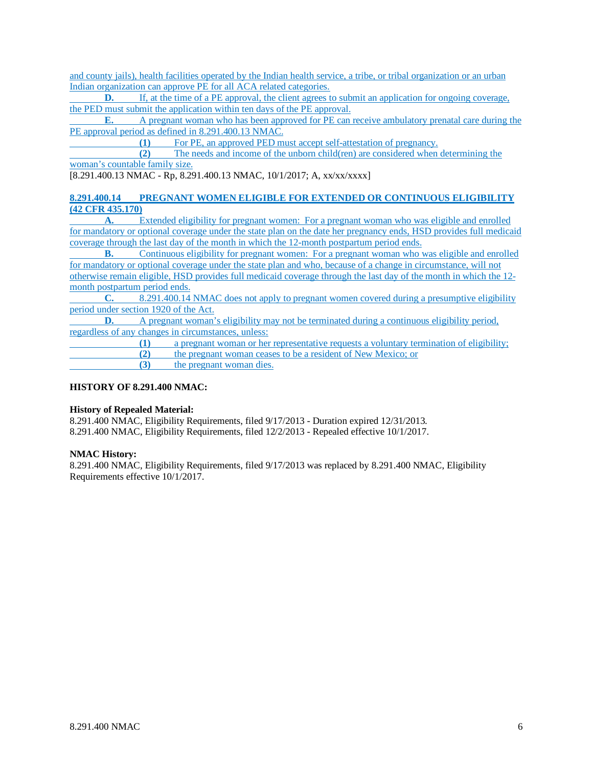and county jails), health facilities operated by the Indian health service, a tribe, or tribal organization or an urban Indian organization can approve PE for all ACA related categories.

**D.** If, at the time of a PE approval, the client agrees to submit an application for ongoing coverage, the PED must submit the application within ten days of the PE approval.

**E.** A pregnant woman who has been approved for PE can receive ambulatory prenatal care during the PE approval period as defined in 8.291.400.13 NMAC.

**(1)** For PE, an approved PED must accept self-attestation of pregnancy.

**(2)** The needs and income of the unborn child(ren) are considered when determining the woman's countable family size.

[8.291.400.13 NMAC - Rp, 8.291.400.13 NMAC, 10/1/2017; A, xx/xx/xxxx]

**8.291.400.14 PREGNANT WOMEN ELIGIBLE FOR EXTENDED OR CONTINUOUS ELIGIBILITY (42 CFR 435.170)**

**A.** Extended eligibility for pregnant women: For a pregnant woman who was eligible and enrolled for mandatory or optional coverage under the state plan on the date her pregnancy ends, HSD provides full medicaid coverage through the last day of the month in which the 12-month postpartum period ends.

**B.** Continuous eligibility for pregnant women: For a pregnant woman who was eligible and enrolled for mandatory or optional coverage under the state plan and who, because of a change in circumstance, will not otherwise remain eligible, HSD provides full medicaid coverage through the last day of the month in which the 12-month postpartum period ends.

**C.** 8.291.400.14 NMAC does not apply to pregnant women covered during a presumptive eligibility period under section 1920 of the Act.

**D.** A pregnant woman's eligibility may not be terminated during a continuous eligibility period, regardless of any changes in circumstances, unless:

**(1)** a pregnant woman or her representative requests a voluntary termination of eligibility;

**(2)** the pregnant woman ceases to be a resident of New Mexico; or

**(3)** the pregnant woman dies.

**HISTORY OF 8.291.400 NMAC:**

**History of Repealed Material:**

8.291.400 NMAC, Eligibility Requirements, filed 9/17/2013 - Duration expired 12/31/2013.
8.291.400 NMAC, Eligibility Requirements, filed 12/2/2013 - Repealed effective 10/1/2017.

**NMAC History:**

8.291.400 NMAC, Eligibility Requirements, filed 9/17/2013 was replaced by 8.291.400 NMAC, Eligibility Requirements effective 10/1/2017.